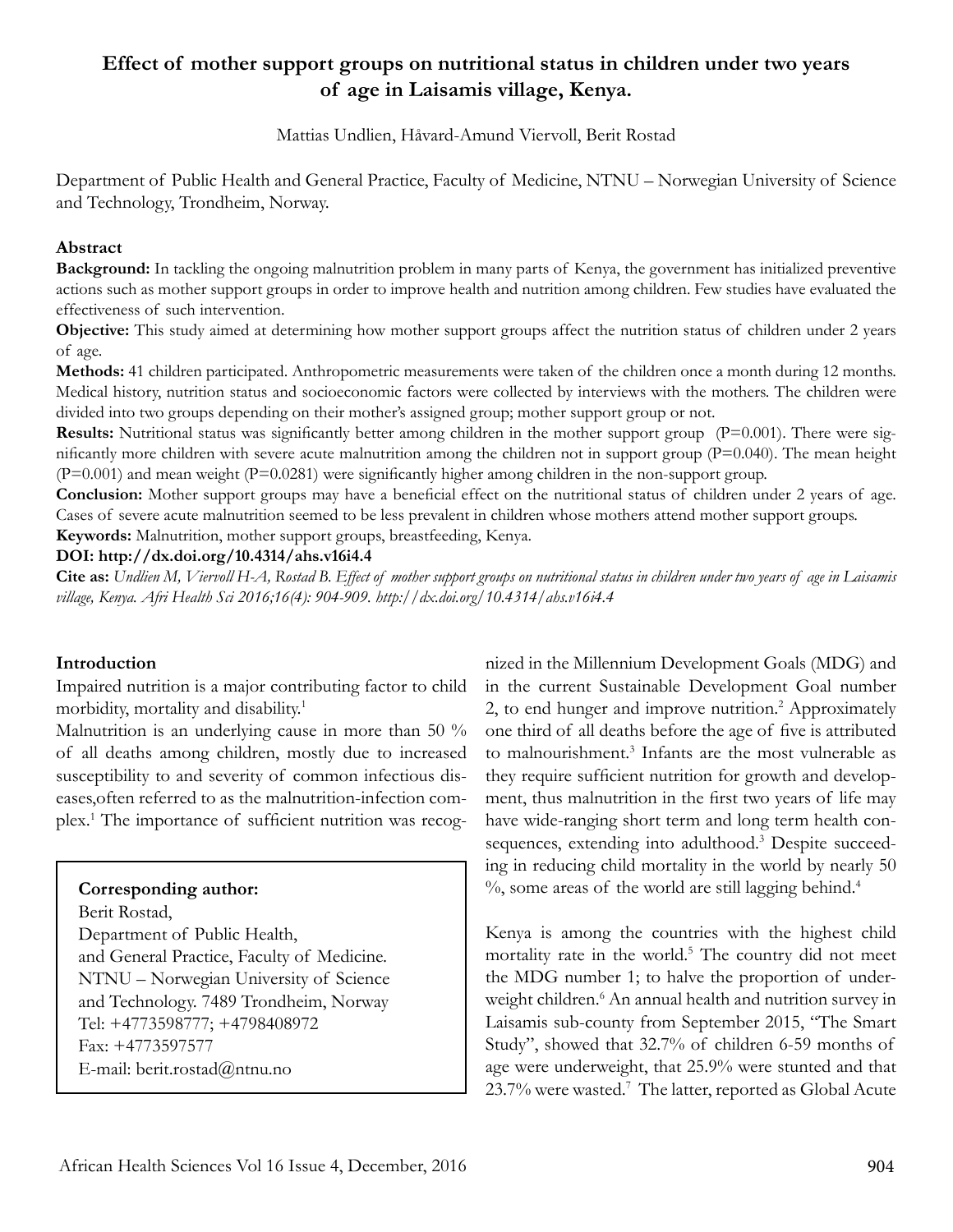# Effect of mother support groups on nutritional status in children under two years of age in Laisamis village, Kenya.

Mattias Undlien, Håvard-Amund Viervoll, Berit Rostad

Department of Public Health and General Practice, Faculty of Medicine, NTNU – Norwegian University of Science and Technology, Trondheim, Norway.

## Abstract

**Background:** In tackling the ongoing malnutrition problem in many parts of Kenya, the government has initialized preventive actions such as mother support groups in order to improve health and nutrition among children. Few studies have evaluated the effectiveness of such intervention.

**Objective:** This study aimed at determining how mother support groups affect the nutrition status of children under 2 years of age.

**Methods:** 41 children participated. Anthropometric measurements were taken of the children once a month during 12 months. Medical history, nutrition status and socioeconomic factors were collected by interviews with the mothers. The children were divided into two groups depending on their mother's assigned group; mother support group or not.

**Results:** Nutritional status was significantly better among children in the mother support group (P=0.001). There were significantly more children with severe acute malnutrition among the children not in support group (P=0.040). The mean height (P=0.001) and mean weight (P=0.0281) were significantly higher among children in the non-support group.

**Conclusion:** Mother support groups may have a beneficial effect on the nutritional status of children under 2 years of age. Cases of severe acute malnutrition seemed to be less prevalent in children whose mothers attend mother support groups.

**Keywords:** Malnutrition, mother support groups, breastfeeding, Kenya.

**DOI: http://dx.doi.org/10.4314/ahs.v16i4.4**

**Cite as:** *Undlien M, Viervoll H-A, Rostad B. Effect of mother support groups on nutritional status in children under two years of age in Laisamis village, Kenya. Afri Health Sci 2016;16(4): 904-909. http://dx.doi.org/10.4314/ahs.v16i4.4*

## Introduction

Impaired nutrition is a major contributing factor to child morbidity, mortality and disability.[1]

Malnutrition is an underlying cause in more than 50 % of all deaths among children, mostly due to increased susceptibility to and severity of common infectious diseases,often referred to as the malnutrition-infection complex.[1] The importance of sufficient nutrition was recognized in the Millennium Development Goals (MDG) and in the current Sustainable Development Goal number 2, to end hunger and improve nutrition.[2] Approximately one third of all deaths before the age of five is attributed to malnourishment.[3] Infants are the most vulnerable as they require sufficient nutrition for growth and development, thus malnutrition in the first two years of life may have wide-ranging short term and long term health consequences, extending into adulthood.[3] Despite succeeding in reducing child mortality in the world by nearly 50 %, some areas of the world are still lagging behind.[4]

Kenya is among the countries with the highest child mortality rate in the world.[5] The country did not meet the MDG number 1; to halve the proportion of underweight children.[6] An annual health and nutrition survey in Laisamis sub-county from September 2015, "The Smart Study", showed that 32.7% of children 6-59 months of age were underweight, that 25.9% were stunted and that 23.7% were wasted.[7] The latter, reported as Global Acute

**Corresponding author:**
Berit Rostad,
Department of Public Health,
and General Practice, Faculty of Medicine.
NTNU – Norwegian University of Science
and Technology. 7489 Trondheim, Norway
Tel: +4773598777; +4798408972
Fax: +4773597577
E-mail: berit.rostad@ntnu.no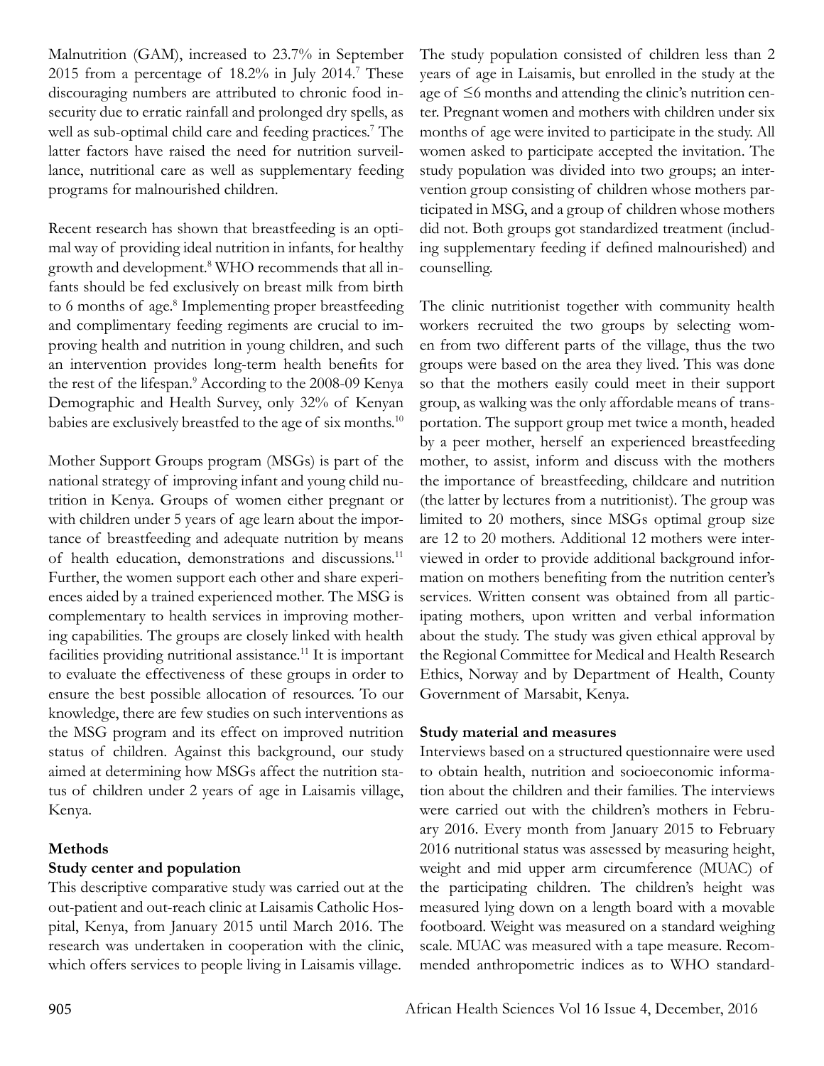Malnutrition (GAM), increased to 23.7% in September 2015 from a percentage of 18.2% in July 2014.[7] These discouraging numbers are attributed to chronic food insecurity due to erratic rainfall and prolonged dry spells, as well as sub-optimal child care and feeding practices.[7] The latter factors have raised the need for nutrition surveillance, nutritional care as well as supplementary feeding programs for malnourished children.

Recent research has shown that breastfeeding is an optimal way of providing ideal nutrition in infants, for healthy growth and development.[8] WHO recommends that all infants should be fed exclusively on breast milk from birth to 6 months of age.[8] Implementing proper breastfeeding and complimentary feeding regiments are crucial to improving health and nutrition in young children, and such an intervention provides long-term health benefits for the rest of the lifespan.[9] According to the 2008-09 Kenya Demographic and Health Survey, only 32% of Kenyan babies are exclusively breastfed to the age of six months.[10]

Mother Support Groups program (MSGs) is part of the national strategy of improving infant and young child nutrition in Kenya. Groups of women either pregnant or with children under 5 years of age learn about the importance of breastfeeding and adequate nutrition by means of health education, demonstrations and discussions.[11] Further, the women support each other and share experiences aided by a trained experienced mother. The MSG is complementary to health services in improving mothering capabilities. The groups are closely linked with health facilities providing nutritional assistance.[11] It is important to evaluate the effectiveness of these groups in order to ensure the best possible allocation of resources. To our knowledge, there are few studies on such interventions as the MSG program and its effect on improved nutrition status of children. Against this background, our study aimed at determining how MSGs affect the nutrition status of children under 2 years of age in Laisamis village, Kenya.

## Methods

### Study center and population

This descriptive comparative study was carried out at the out-patient and out-reach clinic at Laisamis Catholic Hospital, Kenya, from January 2015 until March 2016. The research was undertaken in cooperation with the clinic, which offers services to people living in Laisamis village. The study population consisted of children less than 2 years of age in Laisamis, but enrolled in the study at the age of ≤6 months and attending the clinic's nutrition center. Pregnant women and mothers with children under six months of age were invited to participate in the study. All women asked to participate accepted the invitation. The study population was divided into two groups; an intervention group consisting of children whose mothers participated in MSG, and a group of children whose mothers did not. Both groups got standardized treatment (including supplementary feeding if defined malnourished) and counselling.

The clinic nutritionist together with community health workers recruited the two groups by selecting women from two different parts of the village, thus the two groups were based on the area they lived. This was done so that the mothers easily could meet in their support group, as walking was the only affordable means of transportation. The support group met twice a month, headed by a peer mother, herself an experienced breastfeeding mother, to assist, inform and discuss with the mothers the importance of breastfeeding, childcare and nutrition (the latter by lectures from a nutritionist). The group was limited to 20 mothers, since MSGs optimal group size are 12 to 20 mothers. Additional 12 mothers were interviewed in order to provide additional background information on mothers benefiting from the nutrition center's services. Written consent was obtained from all participating mothers, upon written and verbal information about the study. The study was given ethical approval by the Regional Committee for Medical and Health Research Ethics, Norway and by Department of Health, County Government of Marsabit, Kenya.

### Study material and measures

Interviews based on a structured questionnaire were used to obtain health, nutrition and socioeconomic information about the children and their families. The interviews were carried out with the children's mothers in February 2016. Every month from January 2015 to February 2016 nutritional status was assessed by measuring height, weight and mid upper arm circumference (MUAC) of the participating children. The children's height was measured lying down on a length board with a movable footboard. Weight was measured on a standard weighing scale. MUAC was measured with a tape measure. Recommended anthropometric indices as to WHO standard-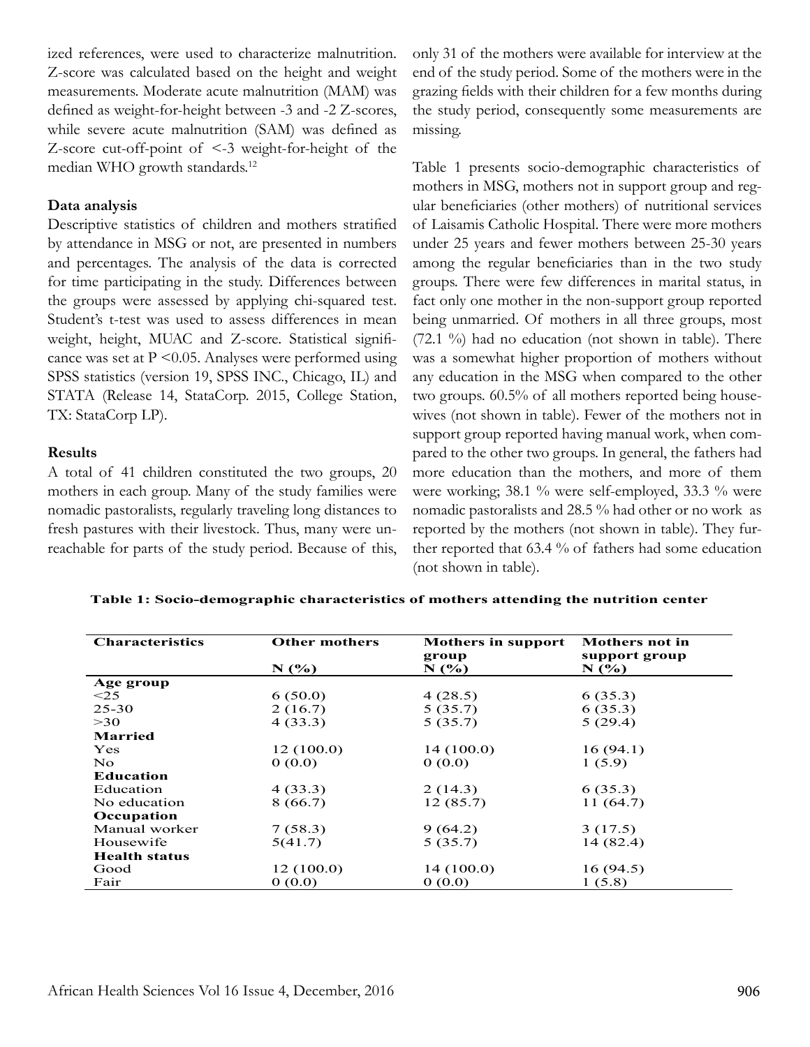ized references, were used to characterize malnutrition. Z-score was calculated based on the height and weight measurements. Moderate acute malnutrition (MAM) was defined as weight-for-height between -3 and -2 Z-scores, while severe acute malnutrition (SAM) was defined as Z-score cut-off-point of <-3 weight-for-height of the median WHO growth standards.[12]

### Data analysis

Descriptive statistics of children and mothers stratified by attendance in MSG or not, are presented in numbers and percentages. The analysis of the data is corrected for time participating in the study. Differences between the groups were assessed by applying chi-squared test. Student's t-test was used to assess differences in mean weight, height, MUAC and Z-score. Statistical significance was set at $P < 0.05$. Analyses were performed using SPSS statistics (version 19, SPSS INC., Chicago, IL) and STATA (Release 14, StataCorp. 2015, College Station, TX: StataCorp LP).

### Results

A total of 41 children constituted the two groups, 20 mothers in each group. Many of the study families were nomadic pastoralists, regularly traveling long distances to fresh pastures with their livestock. Thus, many were unreachable for parts of the study period. Because of this, only 31 of the mothers were available for interview at the end of the study period. Some of the mothers were in the grazing fields with their children for a few months during the study period, consequently some measurements are missing.

Table 1 presents socio-demographic characteristics of mothers in MSG, mothers not in support group and regular beneficiaries (other mothers) of nutritional services of Laisamis Catholic Hospital. There were more mothers under 25 years and fewer mothers between 25-30 years among the regular beneficiaries than in the two study groups. There were few differences in marital status, in fact only one mother in the non-support group reported being unmarried. Of mothers in all three groups, most (72.1 %) had no education (not shown in table). There was a somewhat higher proportion of mothers without any education in the MSG when compared to the other two groups. 60.5% of all mothers reported being housewives (not shown in table). Fewer of the mothers not in support group reported having manual work, when compared to the other two groups. In general, the fathers had more education than the mothers, and more of them were working; 38.1 % were self-employed, 33.3 % were nomadic pastoralists and 28.5 % had other or no work as reported by the mothers (not shown in table). They further reported that 63.4 % of fathers had some education (not shown in table).

**Table 1: Socio-demographic characteristics of mothers attending the nutrition center**

| Characteristics | Other mothers N (%) | Mothers in support group N (%) | Mothers not in support group N (%) |
|---|---|---|---|
| **Age group** | | | |
| <25 | 6 (50.0) | 4 (28.5) | 6 (35.3) |
| 25-30 | 2 (16.7) | 5 (35.7) | 6 (35.3) |
| >30 | 4 (33.3) | 5 (35.7) | 5 (29.4) |
| **Married** | | | |
| Yes | 12 (100.0) | 14 (100.0) | 16 (94.1) |
| No | 0 (0.0) | 0 (0.0) | 1 (5.9) |
| **Education** | | | |
| Education | 4 (33.3) | 2 (14.3) | 6 (35.3) |
| No education | 8 (66.7) | 12 (85.7) | 11 (64.7) |
| **Occupation** | | | |
| Manual worker | 7 (58.3) | 9 (64.2) | 3 (17.5) |
| Housewife | 5(41.7) | 5 (35.7) | 14 (82.4) |
| **Health status** | | | |
| Good | 12 (100.0) | 14 (100.0) | 16 (94.5) |
| Fair | 0 (0.0) | 0 (0.0) | 1 (5.8) |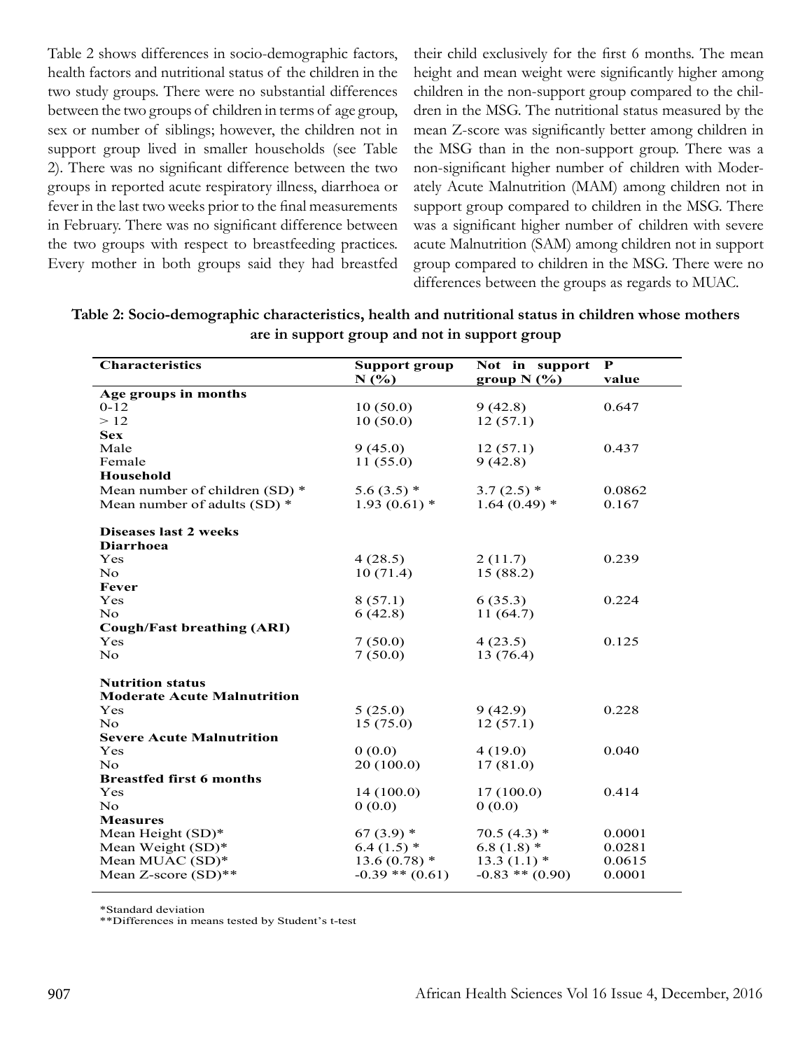Table 2 shows differences in socio-demographic factors, health factors and nutritional status of the children in the two study groups. There were no substantial differences between the two groups of children in terms of age group, sex or number of siblings; however, the children not in support group lived in smaller households (see Table 2). There was no significant difference between the two groups in reported acute respiratory illness, diarrhoea or fever in the last two weeks prior to the final measurements in February. There was no significant difference between the two groups with respect to breastfeeding practices. Every mother in both groups said they had breastfed their child exclusively for the first 6 months. The mean height and mean weight were significantly higher among children in the non-support group compared to the children in the MSG. The nutritional status measured by the mean Z-score was significantly better among children in the MSG than in the non-support group. There was a non-significant higher number of children with Moderately Acute Malnutrition (MAM) among children not in support group compared to children in the MSG. There was a significant higher number of children with severe acute Malnutrition (SAM) among children not in support group compared to children in the MSG. There were no differences between the groups as regards to MUAC.

**Table 2: Socio-demographic characteristics, health and nutritional status in children whose mothers are in support group and not in support group**

| Characteristics | Support group N (%) | Not in support group N (%) | P value |
|---|---|---|---|
| **Age groups in months** | | | |
| 0-12 | 10 (50.0) | 9 (42.8) | 0.647 |
| > 12 | 10 (50.0) | 12 (57.1) | |
| **Sex** | | | |
| Male | 9 (45.0) | 12 (57.1) | 0.437 |
| Female | 11 (55.0) | 9 (42.8) | |
| **Household** | | | |
| Mean number of children (SD) * | 5.6 (3.5) * | 3.7 (2.5) * | 0.0862 |
| Mean number of adults (SD) * | 1.93 (0.61) * | 1.64 (0.49) * | 0.167 |
| **Diseases last 2 weeks** | | | |
| **Diarrhoea** | | | |
| Yes | 4 (28.5) | 2 (11.7) | 0.239 |
| No | 10 (71.4) | 15 (88.2) | |
| **Fever** | | | |
| Yes | 8 (57.1) | 6 (35.3) | 0.224 |
| No | 6 (42.8) | 11 (64.7) | |
| **Cough/Fast breathing (ARI)** | | | |
| Yes | 7 (50.0) | 4 (23.5) | 0.125 |
| No | 7 (50.0) | 13 (76.4) | |
| **Nutrition status** | | | |
| **Moderate Acute Malnutrition** | | | |
| Yes | 5 (25.0) | 9 (42.9) | 0.228 |
| No | 15 (75.0) | 12 (57.1) | |
| **Severe Acute Malnutrition** | | | |
| Yes | 0 (0.0) | 4 (19.0) | 0.040 |
| No | 20 (100.0) | 17 (81.0) | |
| **Breastfed first 6 months** | | | |
| Yes | 14 (100.0) | 17 (100.0) | 0.414 |
| No | 0 (0.0) | 0 (0.0) | |
| **Measures** | | | |
| Mean Height (SD)* | 67 (3.9) * | 70.5 (4.3) * | 0.0001 |
| Mean Weight (SD)* | 6.4 (1.5) * | 6.8 (1.8) * | 0.0281 |
| Mean MUAC (SD)* | 13.6 (0.78) * | 13.3 (1.1) * | 0.0615 |
| Mean Z-score (SD)** | -0.39 ** (0.61) | -0.83 ** (0.90) | 0.0001 |

*Standard deviation

**Differences in means tested by Student's t-test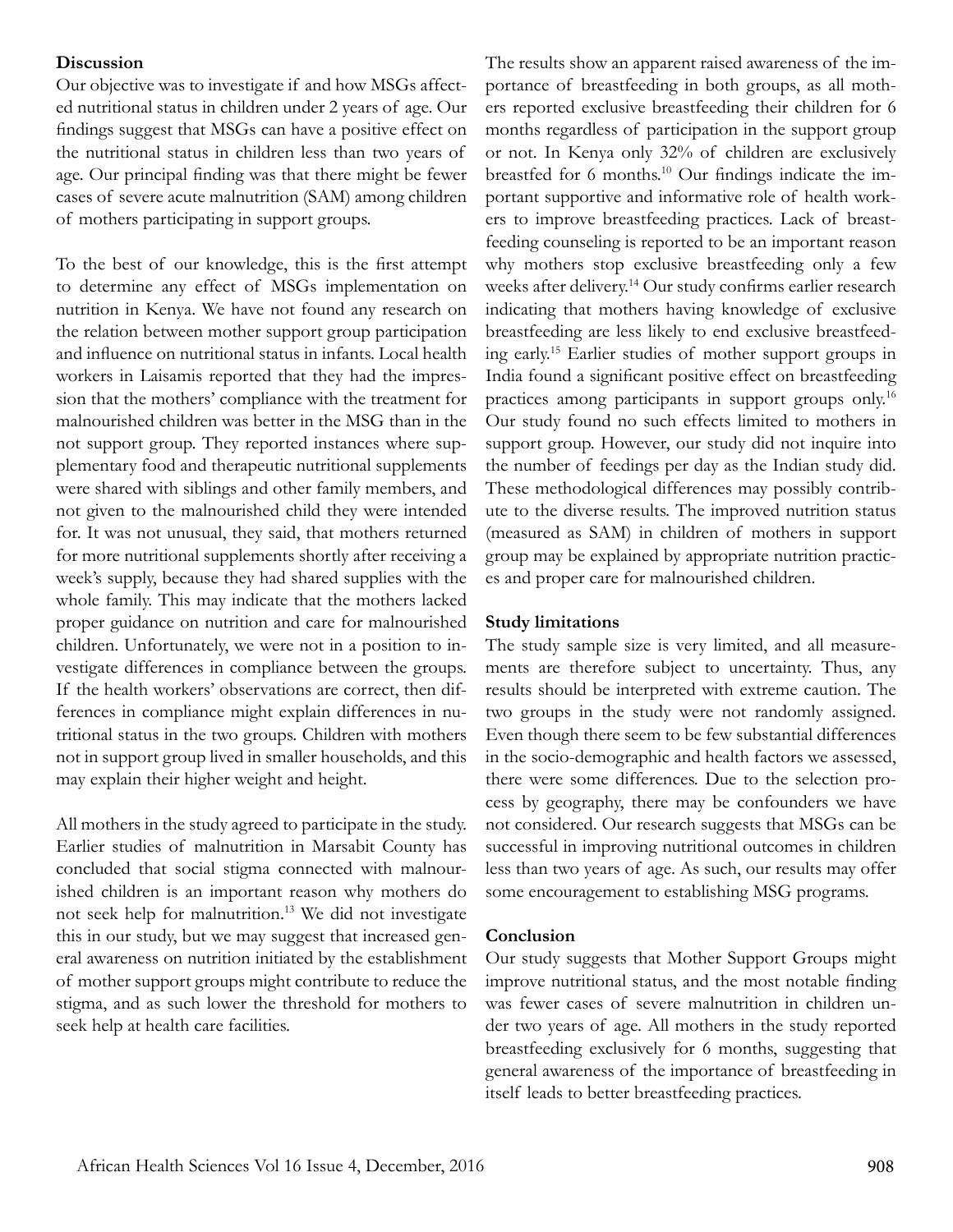## Discussion

Our objective was to investigate if and how MSGs affected nutritional status in children under 2 years of age. Our findings suggest that MSGs can have a positive effect on the nutritional status in children less than two years of age. Our principal finding was that there might be fewer cases of severe acute malnutrition (SAM) among children of mothers participating in support groups.

To the best of our knowledge, this is the first attempt to determine any effect of MSGs implementation on nutrition in Kenya. We have not found any research on the relation between mother support group participation and influence on nutritional status in infants. Local health workers in Laisamis reported that they had the impression that the mothers' compliance with the treatment for malnourished children was better in the MSG than in the not support group. They reported instances where supplementary food and therapeutic nutritional supplements were shared with siblings and other family members, and not given to the malnourished child they were intended for. It was not unusual, they said, that mothers returned for more nutritional supplements shortly after receiving a week's supply, because they had shared supplies with the whole family. This may indicate that the mothers lacked proper guidance on nutrition and care for malnourished children. Unfortunately, we were not in a position to investigate differences in compliance between the groups. If the health workers' observations are correct, then differences in compliance might explain differences in nutritional status in the two groups. Children with mothers not in support group lived in smaller households, and this may explain their higher weight and height.

All mothers in the study agreed to participate in the study. Earlier studies of malnutrition in Marsabit County has concluded that social stigma connected with malnourished children is an important reason why mothers do not seek help for malnutrition.[13] We did not investigate this in our study, but we may suggest that increased general awareness on nutrition initiated by the establishment of mother support groups might contribute to reduce the stigma, and as such lower the threshold for mothers to seek help at health care facilities.

The results show an apparent raised awareness of the importance of breastfeeding in both groups, as all mothers reported exclusive breastfeeding their children for 6 months regardless of participation in the support group or not. In Kenya only 32% of children are exclusively breastfed for 6 months.[10] Our findings indicate the important supportive and informative role of health workers to improve breastfeeding practices. Lack of breastfeeding counseling is reported to be an important reason why mothers stop exclusive breastfeeding only a few weeks after delivery.[14] Our study confirms earlier research indicating that mothers having knowledge of exclusive breastfeeding are less likely to end exclusive breastfeeding early.[15] Earlier studies of mother support groups in India found a significant positive effect on breastfeeding practices among participants in support groups only.[16] Our study found no such effects limited to mothers in support group. However, our study did not inquire into the number of feedings per day as the Indian study did. These methodological differences may possibly contribute to the diverse results. The improved nutrition status (measured as SAM) in children of mothers in support group may be explained by appropriate nutrition practices and proper care for malnourished children.

## Study limitations

The study sample size is very limited, and all measurements are therefore subject to uncertainty. Thus, any results should be interpreted with extreme caution. The two groups in the study were not randomly assigned. Even though there seem to be few substantial differences in the socio-demographic and health factors we assessed, there were some differences. Due to the selection process by geography, there may be confounders we have not considered. Our research suggests that MSGs can be successful in improving nutritional outcomes in children less than two years of age. As such, our results may offer some encouragement to establishing MSG programs.

## Conclusion

Our study suggests that Mother Support Groups might improve nutritional status, and the most notable finding was fewer cases of severe malnutrition in children under two years of age. All mothers in the study reported breastfeeding exclusively for 6 months, suggesting that general awareness of the importance of breastfeeding in itself leads to better breastfeeding practices.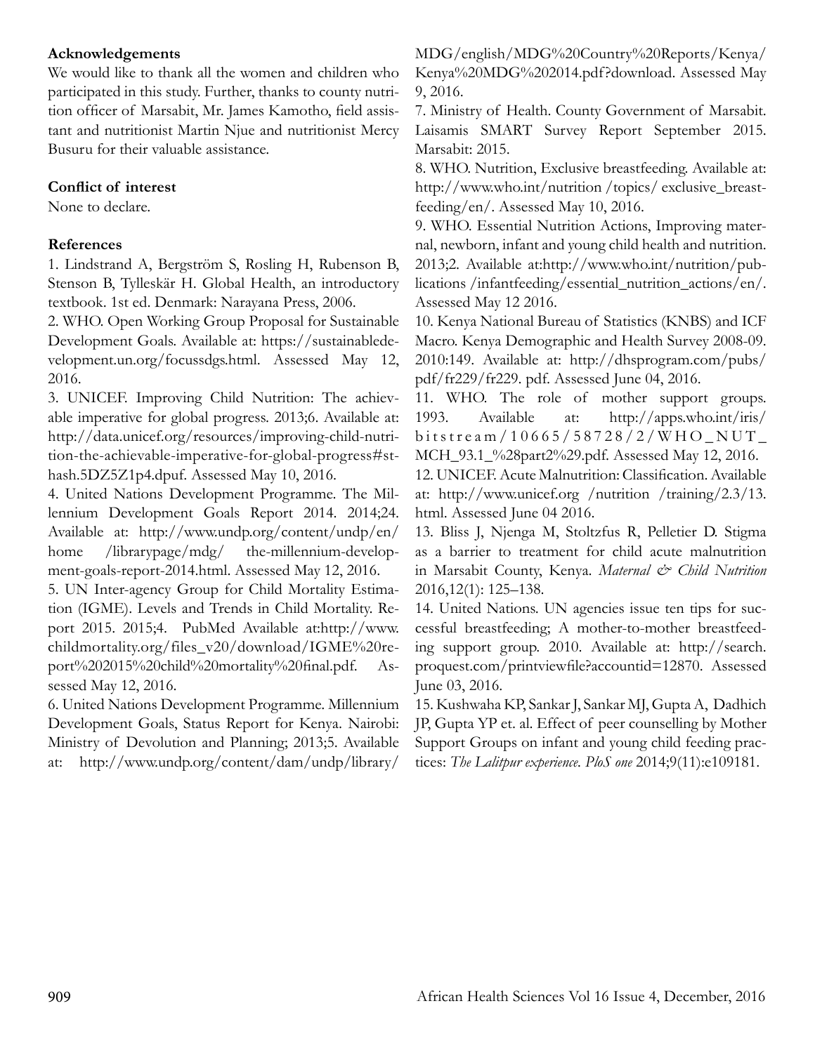**Acknowledgements**

We would like to thank all the women and children who participated in this study. Further, thanks to county nutrition officer of Marsabit, Mr. James Kamotho, field assistant and nutritionist Martin Njue and nutritionist Mercy Busuru for their valuable assistance.

**Conflict of interest**

None to declare.

**References**

1. Lindstrand A, Bergström S, Rosling H, Rubenson B, Stenson B, Tylleskär H. Global Health, an introductory textbook. 1st ed. Denmark: Narayana Press, 2006.
2. WHO. Open Working Group Proposal for Sustainable Development Goals. Available at: https://sustainabledevelopment.un.org/focussdgs.html. Assessed May 12, 2016.
3. UNICEF. Improving Child Nutrition: The achievable imperative for global progress. 2013;6. Available at: http://data.unicef.org/resources/improving-child-nutrition-the-achievable-imperative-for-global-progress#sthash.5DZ5Z1p4.dpuf. Assessed May 10, 2016.
4. United Nations Development Programme. The Millennium Development Goals Report 2014. 2014;24. Available at: http://www.undp.org/content/undp/en/home /librarypage/mdg/ the-millennium-development-goals-report-2014.html. Assessed May 12, 2016.
5. UN Inter-agency Group for Child Mortality Estimation (IGME). Levels and Trends in Child Mortality. Report 2015. 2015;4. PubMed Available at:http://www.childmortality.org/files_v20/download/IGME%20report%202015%20child%20mortality%20final.pdf. Assessed May 12, 2016.
6. United Nations Development Programme. Millennium Development Goals, Status Report for Kenya. Nairobi: Ministry of Devolution and Planning; 2013;5. Available at: http://www.undp.org/content/dam/undp/library/MDG/english/MDG%20Country%20Reports/Kenya/Kenya%20MDG%202014.pdf?download. Assessed May 9, 2016.
7. Ministry of Health. County Government of Marsabit. Laisamis SMART Survey Report September 2015. Marsabit: 2015.
8. WHO. Nutrition, Exclusive breastfeeding. Available at: http://www.who.int/nutrition /topics/ exclusive_breastfeeding/en/. Assessed May 10, 2016.
9. WHO. Essential Nutrition Actions, Improving maternal, newborn, infant and young child health and nutrition. 2013;2. Available at:http://www.who.int/nutrition/publications /infantfeeding/essential_nutrition_actions/en/. Assessed May 12 2016.
10. Kenya National Bureau of Statistics (KNBS) and ICF Macro. Kenya Demographic and Health Survey 2008-09. 2010:149. Available at: http://dhsprogram.com/pubs/pdf/fr229/fr229. pdf. Assessed June 04, 2016.
11. WHO. The role of mother support groups. 1993. Available at: http://apps.who.int/iris/bitstream/10665/58728/2/WHO_NUT_MCH_93.1_%28part2%29.pdf. Assessed May 12, 2016.
12. UNICEF. Acute Malnutrition: Classification. Available at: http://www.unicef.org /nutrition /training/2.3/13.html. Assessed June 04 2016.
13. Bliss J, Njenga M, Stoltzfus R, Pelletier D. Stigma as a barrier to treatment for child acute malnutrition in Marsabit County, Kenya. *Maternal & Child Nutrition* 2016,12(1): 125–138.
14. United Nations. UN agencies issue ten tips for successful breastfeeding; A mother-to-mother breastfeeding support group. 2010. Available at: http://search.proquest.com/printviewfile?accountid=12870. Assessed June 03, 2016.
15. Kushwaha KP, Sankar J, Sankar MJ, Gupta A, Dadhich JP, Gupta YP et. al. Effect of peer counselling by Mother Support Groups on infant and young child feeding practices: *The Lalitpur experience. PloS one* 2014;9(11):e109181.